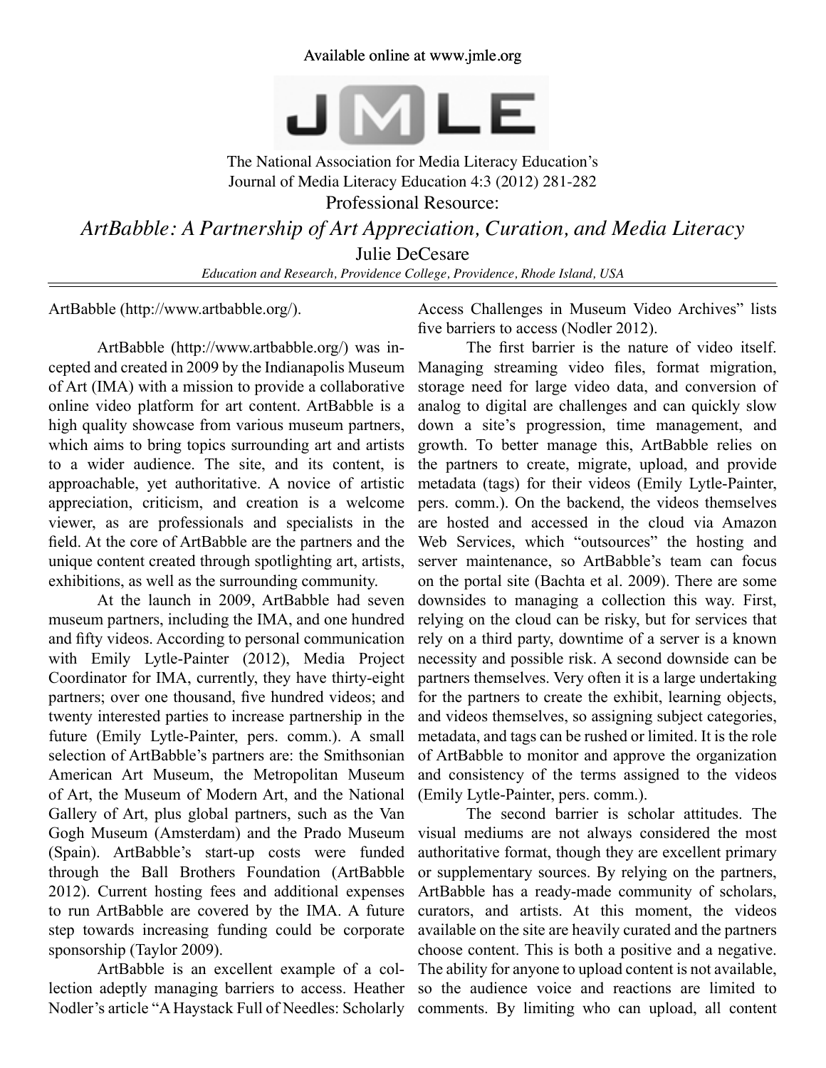Available online at www.jmle.org

The National Association for Media Literacy Education's
Journal of Media Literacy Education 4:3 (2012) 281-282

Professional Resource:

# *ArtBabble: A Partnership of Art Appreciation, Curation, and Media Literacy*

Julie DeCesare

*Education and Research, Providence College, Providence, Rhode Island, USA*

---

ArtBabble (http://www.artbabble.org/).

ArtBabble (http://www.artbabble.org/) was incepted and created in 2009 by the Indianapolis Museum of Art (IMA) with a mission to provide a collaborative online video platform for art content. ArtBabble is a high quality showcase from various museum partners, which aims to bring topics surrounding art and artists to a wider audience. The site, and its content, is approachable, yet authoritative. A novice of artistic appreciation, criticism, and creation is a welcome viewer, as are professionals and specialists in the field. At the core of ArtBabble are the partners and the unique content created through spotlighting art, artists, exhibitions, as well as the surrounding community.

At the launch in 2009, ArtBabble had seven museum partners, including the IMA, and one hundred and fifty videos. According to personal communication with Emily Lytle-Painter (2012), Media Project Coordinator for IMA, currently, they have thirty-eight partners; over one thousand, five hundred videos; and twenty interested parties to increase partnership in the future (Emily Lytle-Painter, pers. comm.). A small selection of ArtBabble's partners are: the Smithsonian American Art Museum, the Metropolitan Museum of Art, the Museum of Modern Art, and the National Gallery of Art, plus global partners, such as the Van Gogh Museum (Amsterdam) and the Prado Museum (Spain). ArtBabble's start-up costs were funded through the Ball Brothers Foundation (ArtBabble 2012). Current hosting fees and additional expenses to run ArtBabble are covered by the IMA. A future step towards increasing funding could be corporate sponsorship (Taylor 2009).

ArtBabble is an excellent example of a collection adeptly managing barriers to access. Heather Nodler's article "A Haystack Full of Needles: Scholarly Access Challenges in Museum Video Archives" lists five barriers to access (Nodler 2012).

The first barrier is the nature of video itself. Managing streaming video files, format migration, storage need for large video data, and conversion of analog to digital are challenges and can quickly slow down a site's progression, time management, and growth. To better manage this, ArtBabble relies on the partners to create, migrate, upload, and provide metadata (tags) for their videos (Emily Lytle-Painter, pers. comm.). On the backend, the videos themselves are hosted and accessed in the cloud via Amazon Web Services, which "outsources" the hosting and server maintenance, so ArtBabble's team can focus on the portal site (Bachta et al. 2009). There are some downsides to managing a collection this way. First, relying on the cloud can be risky, but for services that rely on a third party, downtime of a server is a known necessity and possible risk. A second downside can be partners themselves. Very often it is a large undertaking for the partners to create the exhibit, learning objects, and videos themselves, so assigning subject categories, metadata, and tags can be rushed or limited. It is the role of ArtBabble to monitor and approve the organization and consistency of the terms assigned to the videos (Emily Lytle-Painter, pers. comm.).

The second barrier is scholar attitudes. The visual mediums are not always considered the most authoritative format, though they are excellent primary or supplementary sources. By relying on the partners, ArtBabble has a ready-made community of scholars, curators, and artists. At this moment, the videos available on the site are heavily curated and the partners choose content. This is both a positive and a negative. The ability for anyone to upload content is not available, so the audience voice and reactions are limited to comments. By limiting who can upload, all content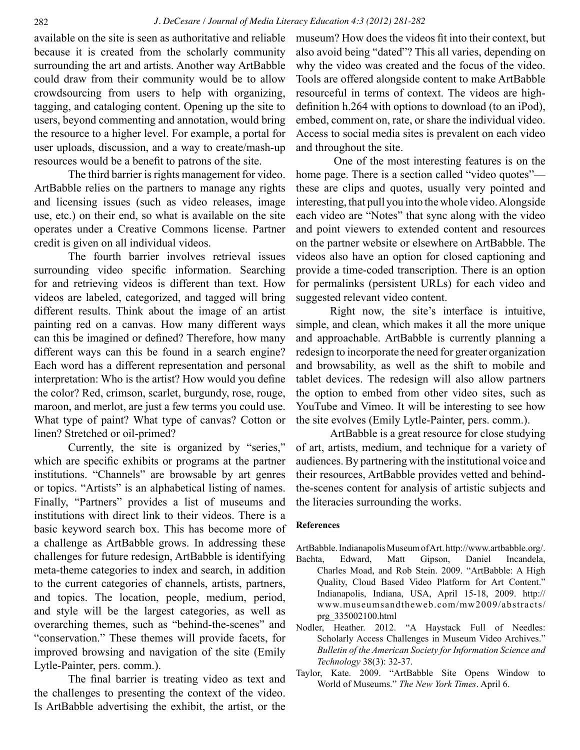available on the site is seen as authoritative and reliable because it is created from the scholarly community surrounding the art and artists. Another way ArtBabble could draw from their community would be to allow crowdsourcing from users to help with organizing, tagging, and cataloging content. Opening up the site to users, beyond commenting and annotation, would bring the resource to a higher level. For example, a portal for user uploads, discussion, and a way to create/mash-up resources would be a benefit to patrons of the site.

The third barrier is rights management for video. ArtBabble relies on the partners to manage any rights and licensing issues (such as video releases, image use, etc.) on their end, so what is available on the site operates under a Creative Commons license. Partner credit is given on all individual videos.

The fourth barrier involves retrieval issues surrounding video specific information. Searching for and retrieving videos is different than text. How videos are labeled, categorized, and tagged will bring different results. Think about the image of an artist painting red on a canvas. How many different ways can this be imagined or defined? Therefore, how many different ways can this be found in a search engine? Each word has a different representation and personal interpretation: Who is the artist? How would you define the color? Red, crimson, scarlet, burgundy, rose, rouge, maroon, and merlot, are just a few terms you could use. What type of paint? What type of canvas? Cotton or linen? Stretched or oil-primed?

Currently, the site is organized by "series," which are specific exhibits or programs at the partner institutions. "Channels" are browsable by art genres or topics. "Artists" is an alphabetical listing of names. Finally, "Partners" provides a list of museums and institutions with direct link to their videos. There is a basic keyword search box. This has become more of a challenge as ArtBabble grows. In addressing these challenges for future redesign, ArtBabble is identifying meta-theme categories to index and search, in addition to the current categories of channels, artists, partners, and topics. The location, people, medium, period, and style will be the largest categories, as well as overarching themes, such as "behind-the-scenes" and "conservation." These themes will provide facets, for improved browsing and navigation of the site (Emily Lytle-Painter, pers. comm.).

The final barrier is treating video as text and the challenges to presenting the context of the video. Is ArtBabble advertising the exhibit, the artist, or the museum? How does the videos fit into their context, but also avoid being "dated"? This all varies, depending on why the video was created and the focus of the video. Tools are offered alongside content to make ArtBabble resourceful in terms of context. The videos are high-definition h.264 with options to download (to an iPod), embed, comment on, rate, or share the individual video. Access to social media sites is prevalent on each video and throughout the site.

One of the most interesting features is on the home page. There is a section called "video quotes"—these are clips and quotes, usually very pointed and interesting, that pull you into the whole video. Alongside each video are "Notes" that sync along with the video and point viewers to extended content and resources on the partner website or elsewhere on ArtBabble. The videos also have an option for closed captioning and provide a time-coded transcription. There is an option for permalinks (persistent URLs) for each video and suggested relevant video content.

Right now, the site's interface is intuitive, simple, and clean, which makes it all the more unique and approachable. ArtBabble is currently planning a redesign to incorporate the need for greater organization and browsability, as well as the shift to mobile and tablet devices. The redesign will also allow partners the option to embed from other video sites, such as YouTube and Vimeo. It will be interesting to see how the site evolves (Emily Lytle-Painter, pers. comm.).

ArtBabble is a great resource for close studying of art, artists, medium, and technique for a variety of audiences. By partnering with the institutional voice and their resources, ArtBabble provides vetted and behind-the-scenes content for analysis of artistic subjects and the literacies surrounding the works.

**References**

ArtBabble. Indianapolis Museum of Art. http://www.artbabble.org/.

Bachta, Edward, Matt Gipson, Daniel Incandela, Charles Moad, and Rob Stein. 2009. "ArtBabble: A High Quality, Cloud Based Video Platform for Art Content." Indianapolis, Indiana, USA, April 15-18, 2009. http://www.museumsandtheweb.com/mw2009/abstracts/prg_335002100.html

Nodler, Heather. 2012. "A Haystack Full of Needles: Scholarly Access Challenges in Museum Video Archives." *Bulletin of the American Society for Information Science and Technology* 38(3): 32-37.

Taylor, Kate. 2009. "ArtBabble Site Opens Window to World of Museums." *The New York Times*. April 6.